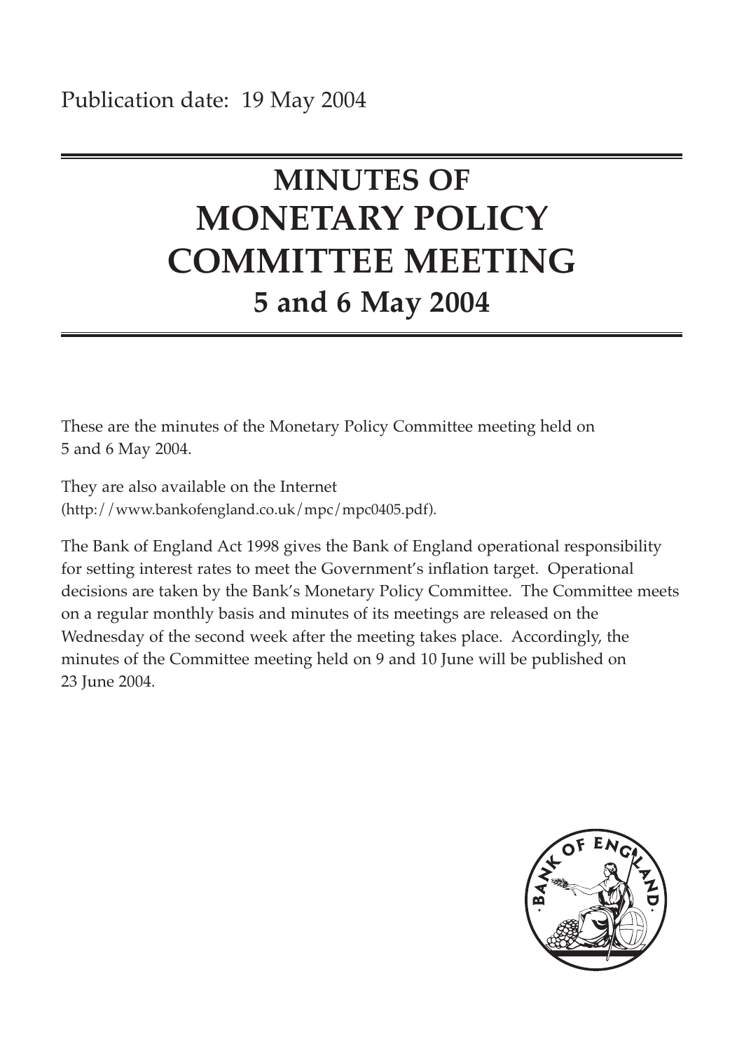Publication date: 19 May 2004

# MINUTES OF MONETARY POLICY COMMITTEE MEETING

## 5 and 6 May 2004

These are the minutes of the Monetary Policy Committee meeting held on 5 and 6 May 2004.

They are also available on the Internet (http://www.bankofengland.co.uk/mpc/mpc0405.pdf).

The Bank of England Act 1998 gives the Bank of England operational responsibility for setting interest rates to meet the Government's inflation target. Operational decisions are taken by the Bank's Monetary Policy Committee. The Committee meets on a regular monthly basis and minutes of its meetings are released on the Wednesday of the second week after the meeting takes place. Accordingly, the minutes of the Committee meeting held on 9 and 10 June will be published on 23 June 2004.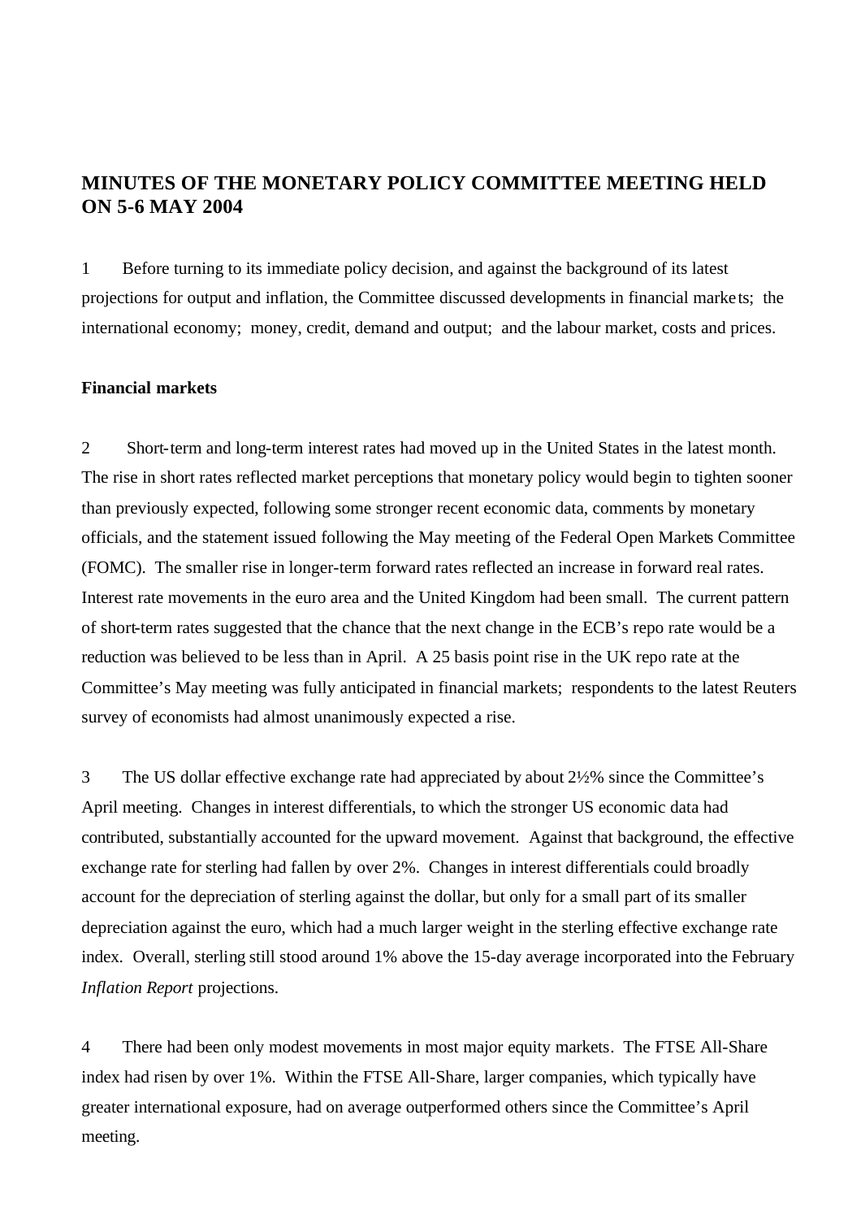# MINUTES OF THE MONETARY POLICY COMMITTEE MEETING HELD ON 5-6 MAY 2004

1 Before turning to its immediate policy decision, and against the background of its latest projections for output and inflation, the Committee discussed developments in financial markets; the international economy; money, credit, demand and output; and the labour market, costs and prices.

**Financial markets**

2 Short-term and long-term interest rates had moved up in the United States in the latest month. The rise in short rates reflected market perceptions that monetary policy would begin to tighten sooner than previously expected, following some stronger recent economic data, comments by monetary officials, and the statement issued following the May meeting of the Federal Open Markets Committee (FOMC). The smaller rise in longer-term forward rates reflected an increase in forward real rates. Interest rate movements in the euro area and the United Kingdom had been small. The current pattern of short-term rates suggested that the chance that the next change in the ECB's repo rate would be a reduction was believed to be less than in April. A 25 basis point rise in the UK repo rate at the Committee's May meeting was fully anticipated in financial markets; respondents to the latest Reuters survey of economists had almost unanimously expected a rise.

3 The US dollar effective exchange rate had appreciated by about 2½% since the Committee's April meeting. Changes in interest differentials, to which the stronger US economic data had contributed, substantially accounted for the upward movement. Against that background, the effective exchange rate for sterling had fallen by over 2%. Changes in interest differentials could broadly account for the depreciation of sterling against the dollar, but only for a small part of its smaller depreciation against the euro, which had a much larger weight in the sterling effective exchange rate index. Overall, sterling still stood around 1% above the 15-day average incorporated into the February *Inflation Report* projections.

4 There had been only modest movements in most major equity markets. The FTSE All-Share index had risen by over 1%. Within the FTSE All-Share, larger companies, which typically have greater international exposure, had on average outperformed others since the Committee's April meeting.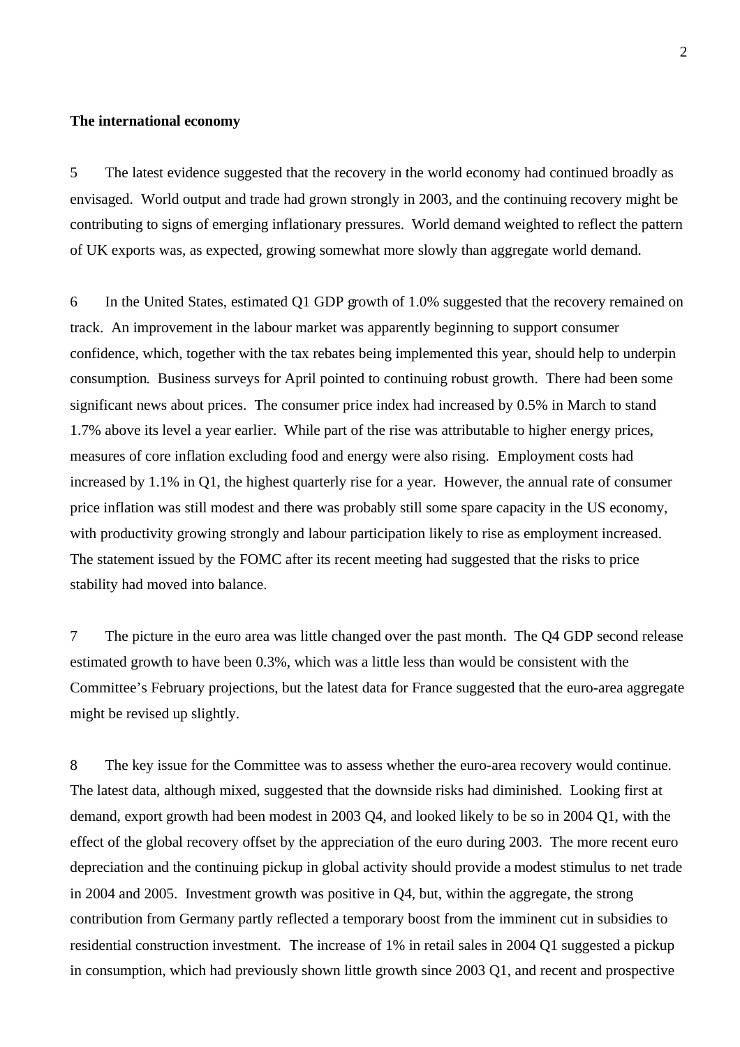**The international economy**

5 The latest evidence suggested that the recovery in the world economy had continued broadly as envisaged. World output and trade had grown strongly in 2003, and the continuing recovery might be contributing to signs of emerging inflationary pressures. World demand weighted to reflect the pattern of UK exports was, as expected, growing somewhat more slowly than aggregate world demand.

6 In the United States, estimated Q1 GDP growth of 1.0% suggested that the recovery remained on track. An improvement in the labour market was apparently beginning to support consumer confidence, which, together with the tax rebates being implemented this year, should help to underpin consumption. Business surveys for April pointed to continuing robust growth. There had been some significant news about prices. The consumer price index had increased by 0.5% in March to stand 1.7% above its level a year earlier. While part of the rise was attributable to higher energy prices, measures of core inflation excluding food and energy were also rising. Employment costs had increased by 1.1% in Q1, the highest quarterly rise for a year. However, the annual rate of consumer price inflation was still modest and there was probably still some spare capacity in the US economy, with productivity growing strongly and labour participation likely to rise as employment increased. The statement issued by the FOMC after its recent meeting had suggested that the risks to price stability had moved into balance.

7 The picture in the euro area was little changed over the past month. The Q4 GDP second release estimated growth to have been 0.3%, which was a little less than would be consistent with the Committee's February projections, but the latest data for France suggested that the euro-area aggregate might be revised up slightly.

8 The key issue for the Committee was to assess whether the euro-area recovery would continue. The latest data, although mixed, suggested that the downside risks had diminished. Looking first at demand, export growth had been modest in 2003 Q4, and looked likely to be so in 2004 Q1, with the effect of the global recovery offset by the appreciation of the euro during 2003. The more recent euro depreciation and the continuing pickup in global activity should provide a modest stimulus to net trade in 2004 and 2005. Investment growth was positive in Q4, but, within the aggregate, the strong contribution from Germany partly reflected a temporary boost from the imminent cut in subsidies to residential construction investment. The increase of 1% in retail sales in 2004 Q1 suggested a pickup in consumption, which had previously shown little growth since 2003 Q1, and recent and prospective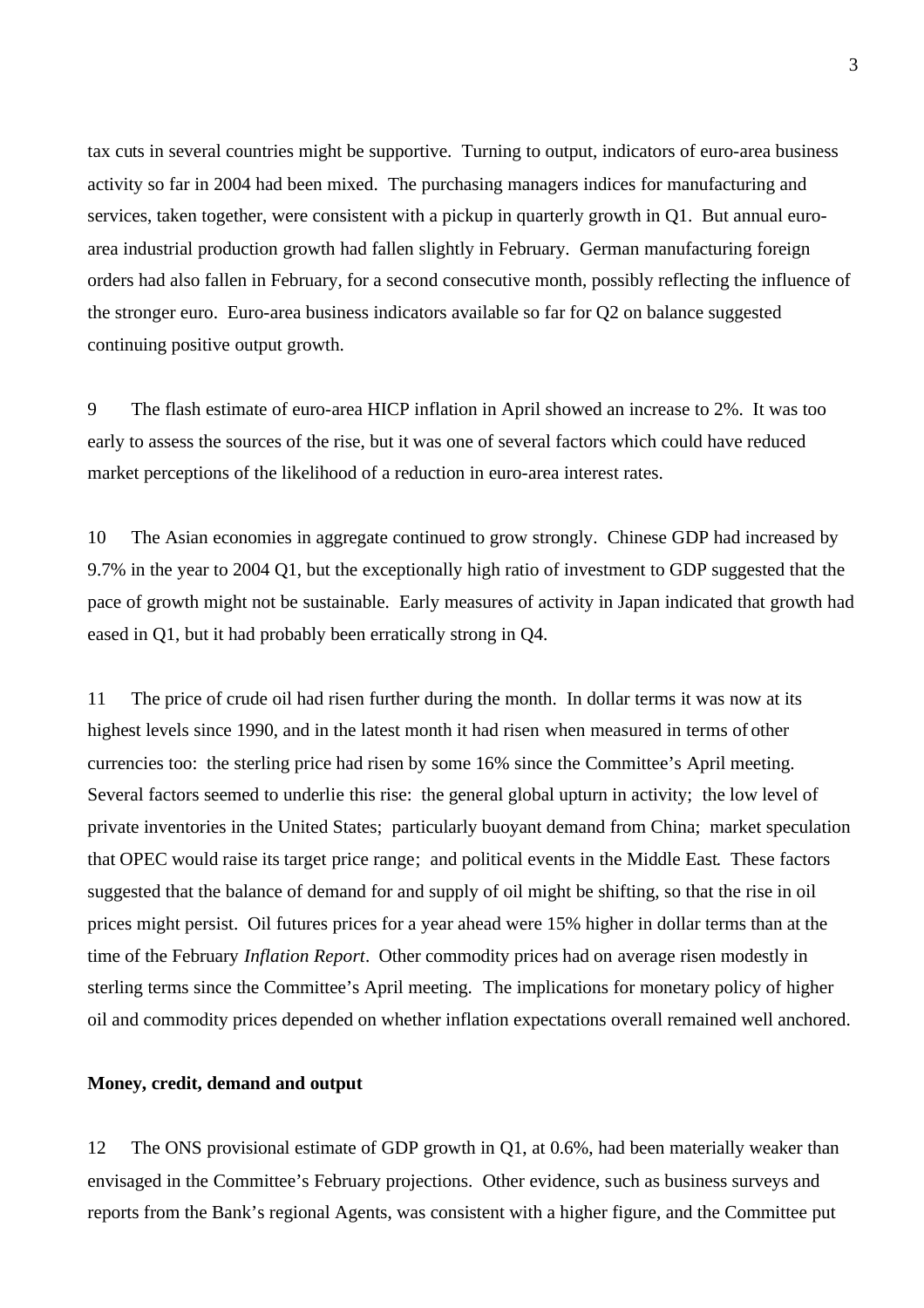tax cuts in several countries might be supportive. Turning to output, indicators of euro-area business activity so far in 2004 had been mixed. The purchasing managers indices for manufacturing and services, taken together, were consistent with a pickup in quarterly growth in Q1. But annual euro-area industrial production growth had fallen slightly in February. German manufacturing foreign orders had also fallen in February, for a second consecutive month, possibly reflecting the influence of the stronger euro. Euro-area business indicators available so far for Q2 on balance suggested continuing positive output growth.

9 The flash estimate of euro-area HICP inflation in April showed an increase to 2%. It was too early to assess the sources of the rise, but it was one of several factors which could have reduced market perceptions of the likelihood of a reduction in euro-area interest rates.

10 The Asian economies in aggregate continued to grow strongly. Chinese GDP had increased by 9.7% in the year to 2004 Q1, but the exceptionally high ratio of investment to GDP suggested that the pace of growth might not be sustainable. Early measures of activity in Japan indicated that growth had eased in Q1, but it had probably been erratically strong in Q4.

11 The price of crude oil had risen further during the month. In dollar terms it was now at its highest levels since 1990, and in the latest month it had risen when measured in terms of other currencies too: the sterling price had risen by some 16% since the Committee's April meeting. Several factors seemed to underlie this rise: the general global upturn in activity; the low level of private inventories in the United States; particularly buoyant demand from China; market speculation that OPEC would raise its target price range; and political events in the Middle East. These factors suggested that the balance of demand for and supply of oil might be shifting, so that the rise in oil prices might persist. Oil futures prices for a year ahead were 15% higher in dollar terms than at the time of the February *Inflation Report*. Other commodity prices had on average risen modestly in sterling terms since the Committee's April meeting. The implications for monetary policy of higher oil and commodity prices depended on whether inflation expectations overall remained well anchored.

**Money, credit, demand and output**

12 The ONS provisional estimate of GDP growth in Q1, at 0.6%, had been materially weaker than envisaged in the Committee's February projections. Other evidence, such as business surveys and reports from the Bank's regional Agents, was consistent with a higher figure, and the Committee put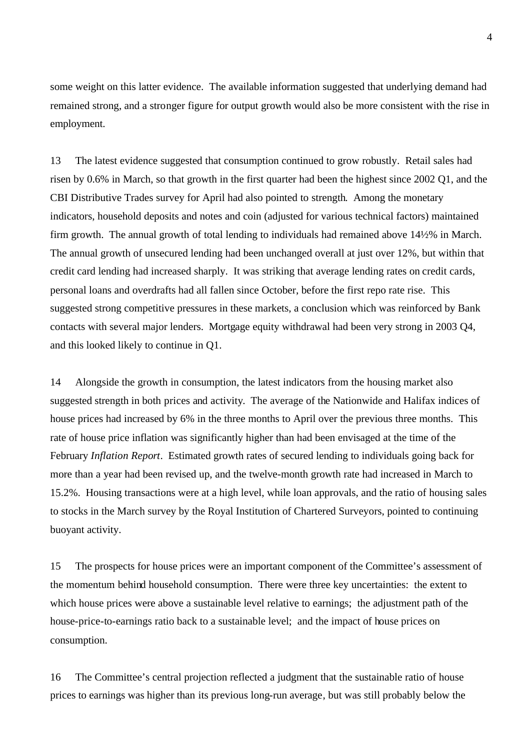some weight on this latter evidence. The available information suggested that underlying demand had remained strong, and a stronger figure for output growth would also be more consistent with the rise in employment.

13 The latest evidence suggested that consumption continued to grow robustly. Retail sales had risen by 0.6% in March, so that growth in the first quarter had been the highest since 2002 Q1, and the CBI Distributive Trades survey for April had also pointed to strength. Among the monetary indicators, household deposits and notes and coin (adjusted for various technical factors) maintained firm growth. The annual growth of total lending to individuals had remained above 14½% in March. The annual growth of unsecured lending had been unchanged overall at just over 12%, but within that credit card lending had increased sharply. It was striking that average lending rates on credit cards, personal loans and overdrafts had all fallen since October, before the first repo rate rise. This suggested strong competitive pressures in these markets, a conclusion which was reinforced by Bank contacts with several major lenders. Mortgage equity withdrawal had been very strong in 2003 Q4, and this looked likely to continue in Q1.

14 Alongside the growth in consumption, the latest indicators from the housing market also suggested strength in both prices and activity. The average of the Nationwide and Halifax indices of house prices had increased by 6% in the three months to April over the previous three months. This rate of house price inflation was significantly higher than had been envisaged at the time of the February *Inflation Report*. Estimated growth rates of secured lending to individuals going back for more than a year had been revised up, and the twelve-month growth rate had increased in March to 15.2%. Housing transactions were at a high level, while loan approvals, and the ratio of housing sales to stocks in the March survey by the Royal Institution of Chartered Surveyors, pointed to continuing buoyant activity.

15 The prospects for house prices were an important component of the Committee's assessment of the momentum behind household consumption. There were three key uncertainties: the extent to which house prices were above a sustainable level relative to earnings; the adjustment path of the house-price-to-earnings ratio back to a sustainable level; and the impact of house prices on consumption.

16 The Committee's central projection reflected a judgment that the sustainable ratio of house prices to earnings was higher than its previous long-run average, but was still probably below the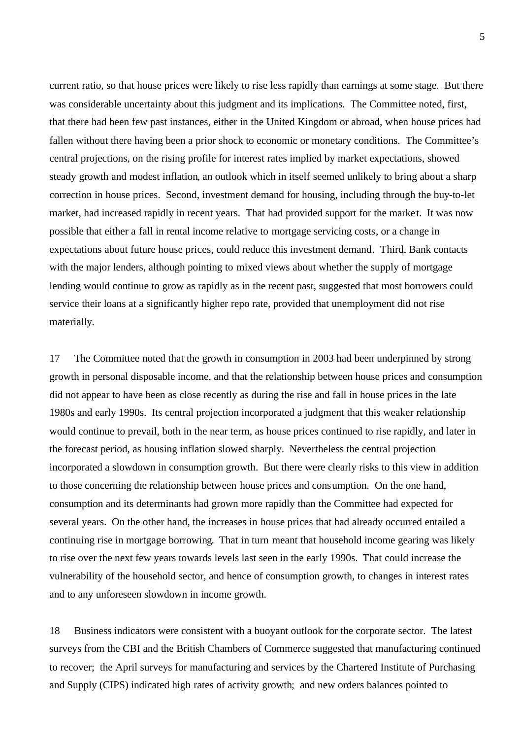current ratio, so that house prices were likely to rise less rapidly than earnings at some stage. But there was considerable uncertainty about this judgment and its implications. The Committee noted, first, that there had been few past instances, either in the United Kingdom or abroad, when house prices had fallen without there having been a prior shock to economic or monetary conditions. The Committee's central projections, on the rising profile for interest rates implied by market expectations, showed steady growth and modest inflation, an outlook which in itself seemed unlikely to bring about a sharp correction in house prices. Second, investment demand for housing, including through the buy-to-let market, had increased rapidly in recent years. That had provided support for the market. It was now possible that either a fall in rental income relative to mortgage servicing costs, or a change in expectations about future house prices, could reduce this investment demand. Third, Bank contacts with the major lenders, although pointing to mixed views about whether the supply of mortgage lending would continue to grow as rapidly as in the recent past, suggested that most borrowers could service their loans at a significantly higher repo rate, provided that unemployment did not rise materially.

17 The Committee noted that the growth in consumption in 2003 had been underpinned by strong growth in personal disposable income, and that the relationship between house prices and consumption did not appear to have been as close recently as during the rise and fall in house prices in the late 1980s and early 1990s. Its central projection incorporated a judgment that this weaker relationship would continue to prevail, both in the near term, as house prices continued to rise rapidly, and later in the forecast period, as housing inflation slowed sharply. Nevertheless the central projection incorporated a slowdown in consumption growth. But there were clearly risks to this view in addition to those concerning the relationship between house prices and consumption. On the one hand, consumption and its determinants had grown more rapidly than the Committee had expected for several years. On the other hand, the increases in house prices that had already occurred entailed a continuing rise in mortgage borrowing. That in turn meant that household income gearing was likely to rise over the next few years towards levels last seen in the early 1990s. That could increase the vulnerability of the household sector, and hence of consumption growth, to changes in interest rates and to any unforeseen slowdown in income growth.

18 Business indicators were consistent with a buoyant outlook for the corporate sector. The latest surveys from the CBI and the British Chambers of Commerce suggested that manufacturing continued to recover; the April surveys for manufacturing and services by the Chartered Institute of Purchasing and Supply (CIPS) indicated high rates of activity growth; and new orders balances pointed to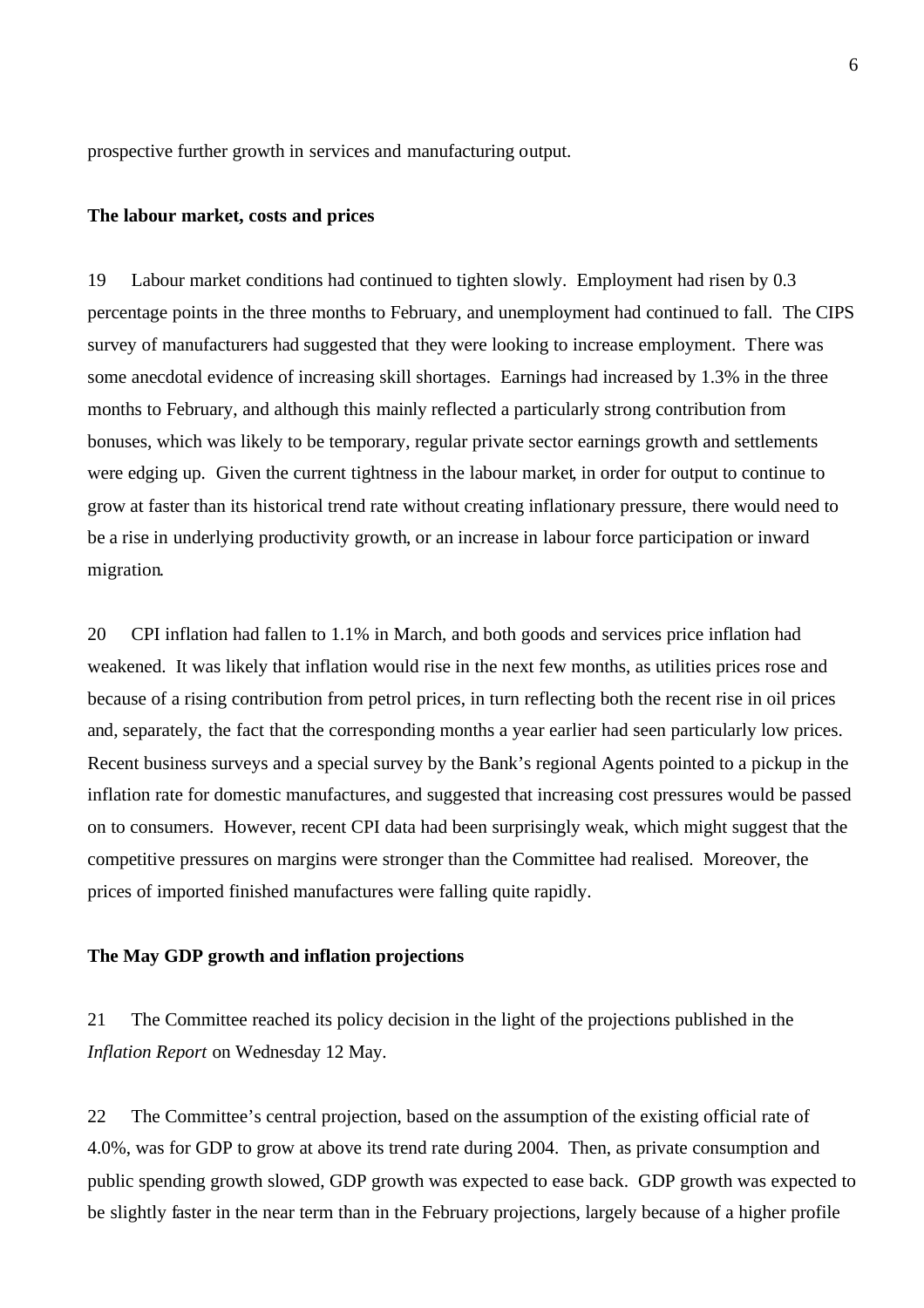prospective further growth in services and manufacturing output.

### The labour market, costs and prices

19 Labour market conditions had continued to tighten slowly. Employment had risen by 0.3 percentage points in the three months to February, and unemployment had continued to fall. The CIPS survey of manufacturers had suggested that they were looking to increase employment. There was some anecdotal evidence of increasing skill shortages. Earnings had increased by 1.3% in the three months to February, and although this mainly reflected a particularly strong contribution from bonuses, which was likely to be temporary, regular private sector earnings growth and settlements were edging up. Given the current tightness in the labour market, in order for output to continue to grow at faster than its historical trend rate without creating inflationary pressure, there would need to be a rise in underlying productivity growth, or an increase in labour force participation or inward migration.

20 CPI inflation had fallen to 1.1% in March, and both goods and services price inflation had weakened. It was likely that inflation would rise in the next few months, as utilities prices rose and because of a rising contribution from petrol prices, in turn reflecting both the recent rise in oil prices and, separately, the fact that the corresponding months a year earlier had seen particularly low prices. Recent business surveys and a special survey by the Bank's regional Agents pointed to a pickup in the inflation rate for domestic manufactures, and suggested that increasing cost pressures would be passed on to consumers. However, recent CPI data had been surprisingly weak, which might suggest that the competitive pressures on margins were stronger than the Committee had realised. Moreover, the prices of imported finished manufactures were falling quite rapidly.

### The May GDP growth and inflation projections

21 The Committee reached its policy decision in the light of the projections published in the *Inflation Report* on Wednesday 12 May.

22 The Committee's central projection, based on the assumption of the existing official rate of 4.0%, was for GDP to grow at above its trend rate during 2004. Then, as private consumption and public spending growth slowed, GDP growth was expected to ease back. GDP growth was expected to be slightly faster in the near term than in the February projections, largely because of a higher profile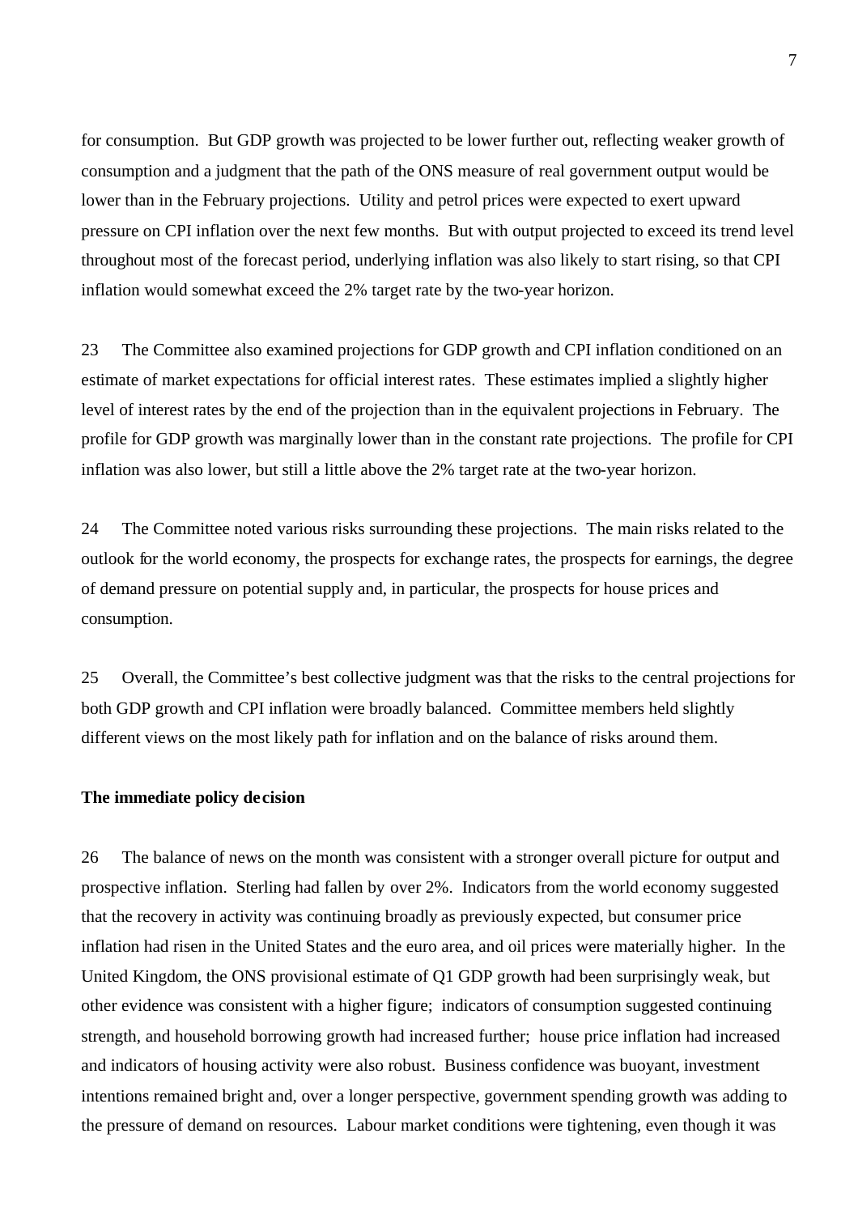for consumption. But GDP growth was projected to be lower further out, reflecting weaker growth of consumption and a judgment that the path of the ONS measure of real government output would be lower than in the February projections. Utility and petrol prices were expected to exert upward pressure on CPI inflation over the next few months. But with output projected to exceed its trend level throughout most of the forecast period, underlying inflation was also likely to start rising, so that CPI inflation would somewhat exceed the 2% target rate by the two-year horizon.

23 The Committee also examined projections for GDP growth and CPI inflation conditioned on an estimate of market expectations for official interest rates. These estimates implied a slightly higher level of interest rates by the end of the projection than in the equivalent projections in February. The profile for GDP growth was marginally lower than in the constant rate projections. The profile for CPI inflation was also lower, but still a little above the 2% target rate at the two-year horizon.

24 The Committee noted various risks surrounding these projections. The main risks related to the outlook for the world economy, the prospects for exchange rates, the prospects for earnings, the degree of demand pressure on potential supply and, in particular, the prospects for house prices and consumption.

25 Overall, the Committee's best collective judgment was that the risks to the central projections for both GDP growth and CPI inflation were broadly balanced. Committee members held slightly different views on the most likely path for inflation and on the balance of risks around them.

**The immediate policy decision**

26 The balance of news on the month was consistent with a stronger overall picture for output and prospective inflation. Sterling had fallen by over 2%. Indicators from the world economy suggested that the recovery in activity was continuing broadly as previously expected, but consumer price inflation had risen in the United States and the euro area, and oil prices were materially higher. In the United Kingdom, the ONS provisional estimate of Q1 GDP growth had been surprisingly weak, but other evidence was consistent with a higher figure; indicators of consumption suggested continuing strength, and household borrowing growth had increased further; house price inflation had increased and indicators of housing activity were also robust. Business confidence was buoyant, investment intentions remained bright and, over a longer perspective, government spending growth was adding to the pressure of demand on resources. Labour market conditions were tightening, even though it was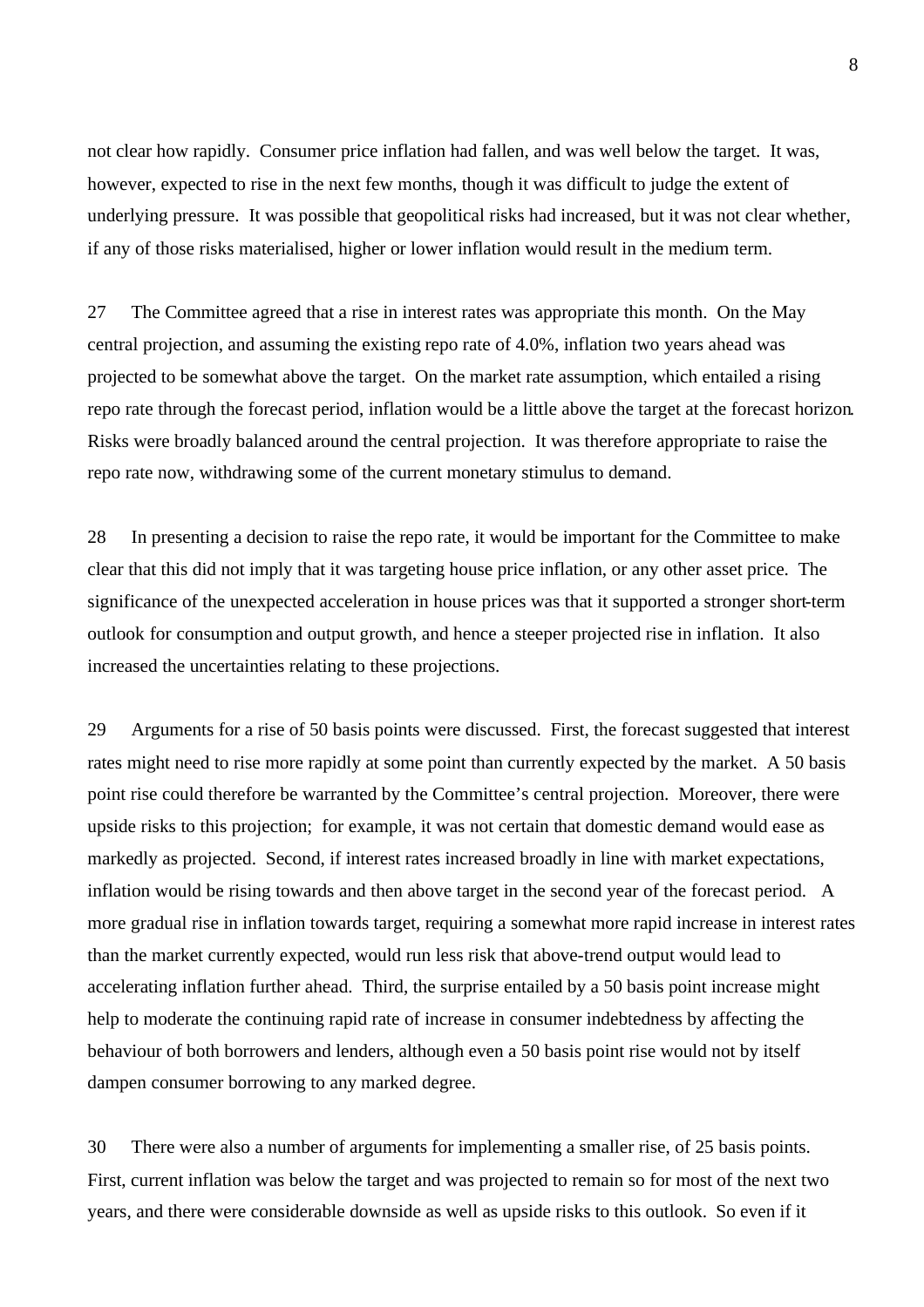not clear how rapidly. Consumer price inflation had fallen, and was well below the target. It was, however, expected to rise in the next few months, though it was difficult to judge the extent of underlying pressure. It was possible that geopolitical risks had increased, but it was not clear whether, if any of those risks materialised, higher or lower inflation would result in the medium term.

27 The Committee agreed that a rise in interest rates was appropriate this month. On the May central projection, and assuming the existing repo rate of 4.0%, inflation two years ahead was projected to be somewhat above the target. On the market rate assumption, which entailed a rising repo rate through the forecast period, inflation would be a little above the target at the forecast horizon. Risks were broadly balanced around the central projection. It was therefore appropriate to raise the repo rate now, withdrawing some of the current monetary stimulus to demand.

28 In presenting a decision to raise the repo rate, it would be important for the Committee to make clear that this did not imply that it was targeting house price inflation, or any other asset price. The significance of the unexpected acceleration in house prices was that it supported a stronger short-term outlook for consumption and output growth, and hence a steeper projected rise in inflation. It also increased the uncertainties relating to these projections.

29 Arguments for a rise of 50 basis points were discussed. First, the forecast suggested that interest rates might need to rise more rapidly at some point than currently expected by the market. A 50 basis point rise could therefore be warranted by the Committee's central projection. Moreover, there were upside risks to this projection; for example, it was not certain that domestic demand would ease as markedly as projected. Second, if interest rates increased broadly in line with market expectations, inflation would be rising towards and then above target in the second year of the forecast period. A more gradual rise in inflation towards target, requiring a somewhat more rapid increase in interest rates than the market currently expected, would run less risk that above-trend output would lead to accelerating inflation further ahead. Third, the surprise entailed by a 50 basis point increase might help to moderate the continuing rapid rate of increase in consumer indebtedness by affecting the behaviour of both borrowers and lenders, although even a 50 basis point rise would not by itself dampen consumer borrowing to any marked degree.

30 There were also a number of arguments for implementing a smaller rise, of 25 basis points. First, current inflation was below the target and was projected to remain so for most of the next two years, and there were considerable downside as well as upside risks to this outlook. So even if it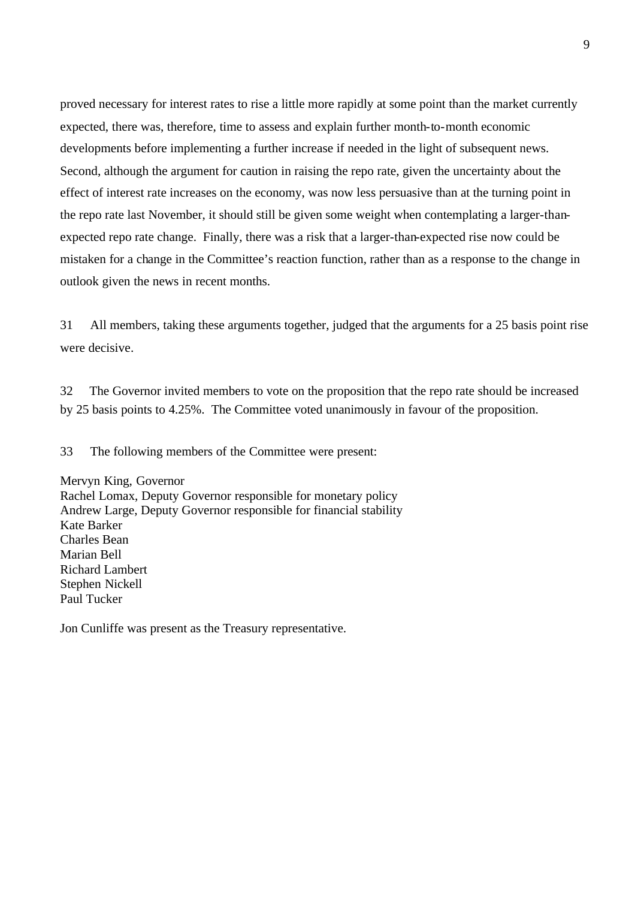proved necessary for interest rates to rise a little more rapidly at some point than the market currently expected, there was, therefore, time to assess and explain further month-to-month economic developments before implementing a further increase if needed in the light of subsequent news. Second, although the argument for caution in raising the repo rate, given the uncertainty about the effect of interest rate increases on the economy, was now less persuasive than at the turning point in the repo rate last November, it should still be given some weight when contemplating a larger-than-expected repo rate change. Finally, there was a risk that a larger-than-expected rise now could be mistaken for a change in the Committee's reaction function, rather than as a response to the change in outlook given the news in recent months.

31 All members, taking these arguments together, judged that the arguments for a 25 basis point rise were decisive.

32 The Governor invited members to vote on the proposition that the repo rate should be increased by 25 basis points to 4.25%. The Committee voted unanimously in favour of the proposition.

33 The following members of the Committee were present:

Mervyn King, Governor
Rachel Lomax, Deputy Governor responsible for monetary policy
Andrew Large, Deputy Governor responsible for financial stability
Kate Barker
Charles Bean
Marian Bell
Richard Lambert
Stephen Nickell
Paul Tucker

Jon Cunliffe was present as the Treasury representative.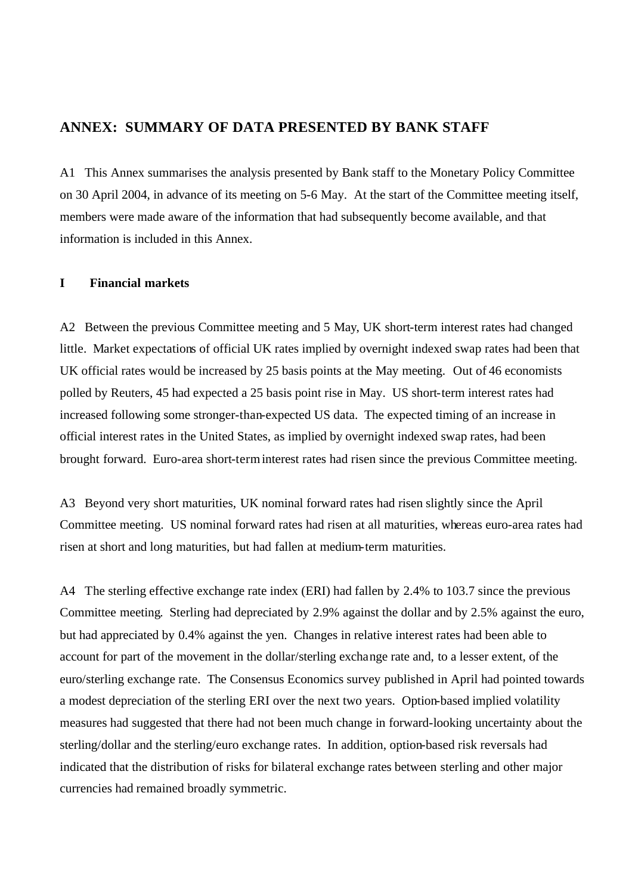## ANNEX: SUMMARY OF DATA PRESENTED BY BANK STAFF

A1 This Annex summarises the analysis presented by Bank staff to the Monetary Policy Committee on 30 April 2004, in advance of its meeting on 5-6 May. At the start of the Committee meeting itself, members were made aware of the information that had subsequently become available, and that information is included in this Annex.

### I Financial markets

A2 Between the previous Committee meeting and 5 May, UK short-term interest rates had changed little. Market expectations of official UK rates implied by overnight indexed swap rates had been that UK official rates would be increased by 25 basis points at the May meeting. Out of 46 economists polled by Reuters, 45 had expected a 25 basis point rise in May. US short-term interest rates had increased following some stronger-than-expected US data. The expected timing of an increase in official interest rates in the United States, as implied by overnight indexed swap rates, had been brought forward. Euro-area short-term interest rates had risen since the previous Committee meeting.

A3 Beyond very short maturities, UK nominal forward rates had risen slightly since the April Committee meeting. US nominal forward rates had risen at all maturities, whereas euro-area rates had risen at short and long maturities, but had fallen at medium-term maturities.

A4 The sterling effective exchange rate index (ERI) had fallen by 2.4% to 103.7 since the previous Committee meeting. Sterling had depreciated by 2.9% against the dollar and by 2.5% against the euro, but had appreciated by 0.4% against the yen. Changes in relative interest rates had been able to account for part of the movement in the dollar/sterling exchange rate and, to a lesser extent, of the euro/sterling exchange rate. The Consensus Economics survey published in April had pointed towards a modest depreciation of the sterling ERI over the next two years. Option-based implied volatility measures had suggested that there had not been much change in forward-looking uncertainty about the sterling/dollar and the sterling/euro exchange rates. In addition, option-based risk reversals had indicated that the distribution of risks for bilateral exchange rates between sterling and other major currencies had remained broadly symmetric.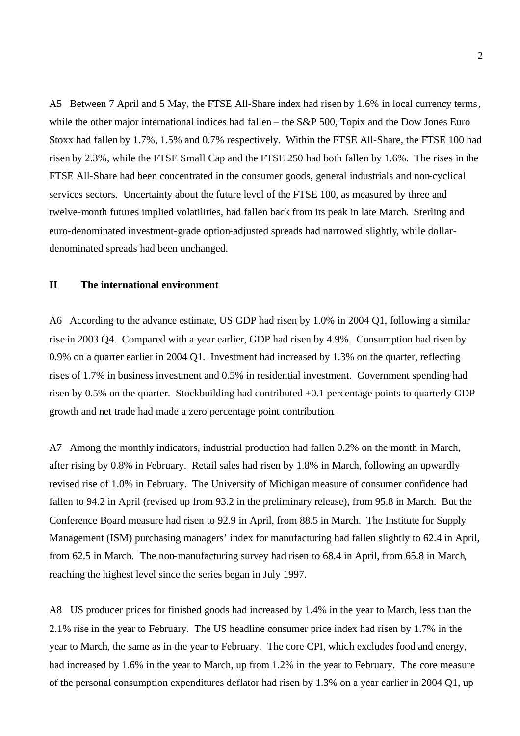A5 Between 7 April and 5 May, the FTSE All-Share index had risen by 1.6% in local currency terms, while the other major international indices had fallen – the S&P 500, Topix and the Dow Jones Euro Stoxx had fallen by 1.7%, 1.5% and 0.7% respectively. Within the FTSE All-Share, the FTSE 100 had risen by 2.3%, while the FTSE Small Cap and the FTSE 250 had both fallen by 1.6%. The rises in the FTSE All-Share had been concentrated in the consumer goods, general industrials and non-cyclical services sectors. Uncertainty about the future level of the FTSE 100, as measured by three and twelve-month futures implied volatilities, had fallen back from its peak in late March. Sterling and euro-denominated investment-grade option-adjusted spreads had narrowed slightly, while dollar-denominated spreads had been unchanged.

## II The international environment

A6 According to the advance estimate, US GDP had risen by 1.0% in 2004 Q1, following a similar rise in 2003 Q4. Compared with a year earlier, GDP had risen by 4.9%. Consumption had risen by 0.9% on a quarter earlier in 2004 Q1. Investment had increased by 1.3% on the quarter, reflecting rises of 1.7% in business investment and 0.5% in residential investment. Government spending had risen by 0.5% on the quarter. Stockbuilding had contributed +0.1 percentage points to quarterly GDP growth and net trade had made a zero percentage point contribution.

A7 Among the monthly indicators, industrial production had fallen 0.2% on the month in March, after rising by 0.8% in February. Retail sales had risen by 1.8% in March, following an upwardly revised rise of 1.0% in February. The University of Michigan measure of consumer confidence had fallen to 94.2 in April (revised up from 93.2 in the preliminary release), from 95.8 in March. But the Conference Board measure had risen to 92.9 in April, from 88.5 in March. The Institute for Supply Management (ISM) purchasing managers' index for manufacturing had fallen slightly to 62.4 in April, from 62.5 in March. The non-manufacturing survey had risen to 68.4 in April, from 65.8 in March, reaching the highest level since the series began in July 1997.

A8 US producer prices for finished goods had increased by 1.4% in the year to March, less than the 2.1% rise in the year to February. The US headline consumer price index had risen by 1.7% in the year to March, the same as in the year to February. The core CPI, which excludes food and energy, had increased by 1.6% in the year to March, up from 1.2% in the year to February. The core measure of the personal consumption expenditures deflator had risen by 1.3% on a year earlier in 2004 Q1, up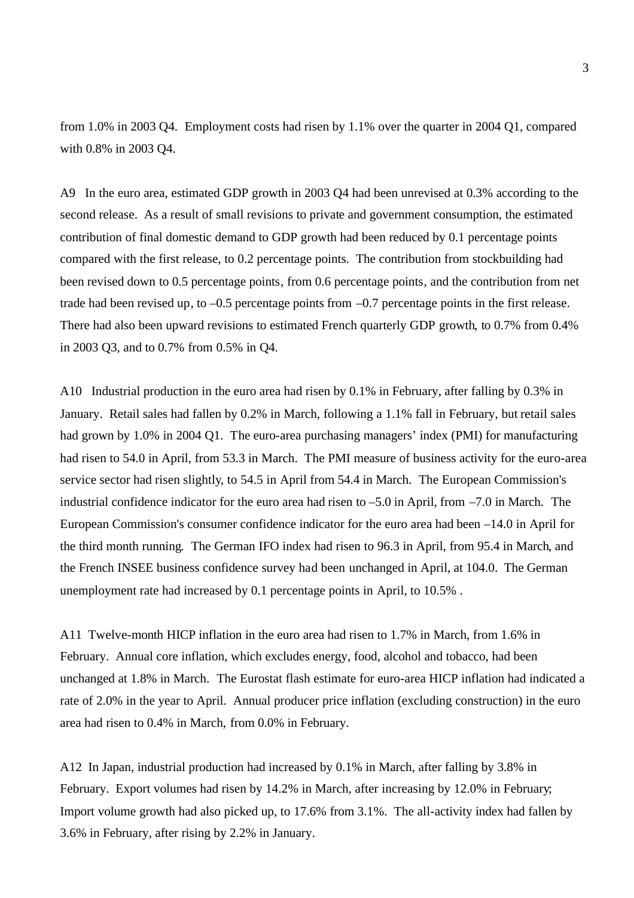from 1.0% in 2003 Q4. Employment costs had risen by 1.1% over the quarter in 2004 Q1, compared with 0.8% in 2003 Q4.

A9 In the euro area, estimated GDP growth in 2003 Q4 had been unrevised at 0.3% according to the second release. As a result of small revisions to private and government consumption, the estimated contribution of final domestic demand to GDP growth had been reduced by 0.1 percentage points compared with the first release, to 0.2 percentage points. The contribution from stockbuilding had been revised down to 0.5 percentage points, from 0.6 percentage points, and the contribution from net trade had been revised up, to –0.5 percentage points from –0.7 percentage points in the first release. There had also been upward revisions to estimated French quarterly GDP growth, to 0.7% from 0.4% in 2003 Q3, and to 0.7% from 0.5% in Q4.

A10 Industrial production in the euro area had risen by 0.1% in February, after falling by 0.3% in January. Retail sales had fallen by 0.2% in March, following a 1.1% fall in February, but retail sales had grown by 1.0% in 2004 Q1. The euro-area purchasing managers' index (PMI) for manufacturing had risen to 54.0 in April, from 53.3 in March. The PMI measure of business activity for the euro-area service sector had risen slightly, to 54.5 in April from 54.4 in March. The European Commission's industrial confidence indicator for the euro area had risen to –5.0 in April, from –7.0 in March. The European Commission's consumer confidence indicator for the euro area had been –14.0 in April for the third month running. The German IFO index had risen to 96.3 in April, from 95.4 in March, and the French INSEE business confidence survey had been unchanged in April, at 104.0. The German unemployment rate had increased by 0.1 percentage points in April, to 10.5% .

A11 Twelve-month HICP inflation in the euro area had risen to 1.7% in March, from 1.6% in February. Annual core inflation, which excludes energy, food, alcohol and tobacco, had been unchanged at 1.8% in March. The Eurostat flash estimate for euro-area HICP inflation had indicated a rate of 2.0% in the year to April. Annual producer price inflation (excluding construction) in the euro area had risen to 0.4% in March, from 0.0% in February.

A12 In Japan, industrial production had increased by 0.1% in March, after falling by 3.8% in February. Export volumes had risen by 14.2% in March, after increasing by 12.0% in February; Import volume growth had also picked up, to 17.6% from 3.1%. The all-activity index had fallen by 3.6% in February, after rising by 2.2% in January.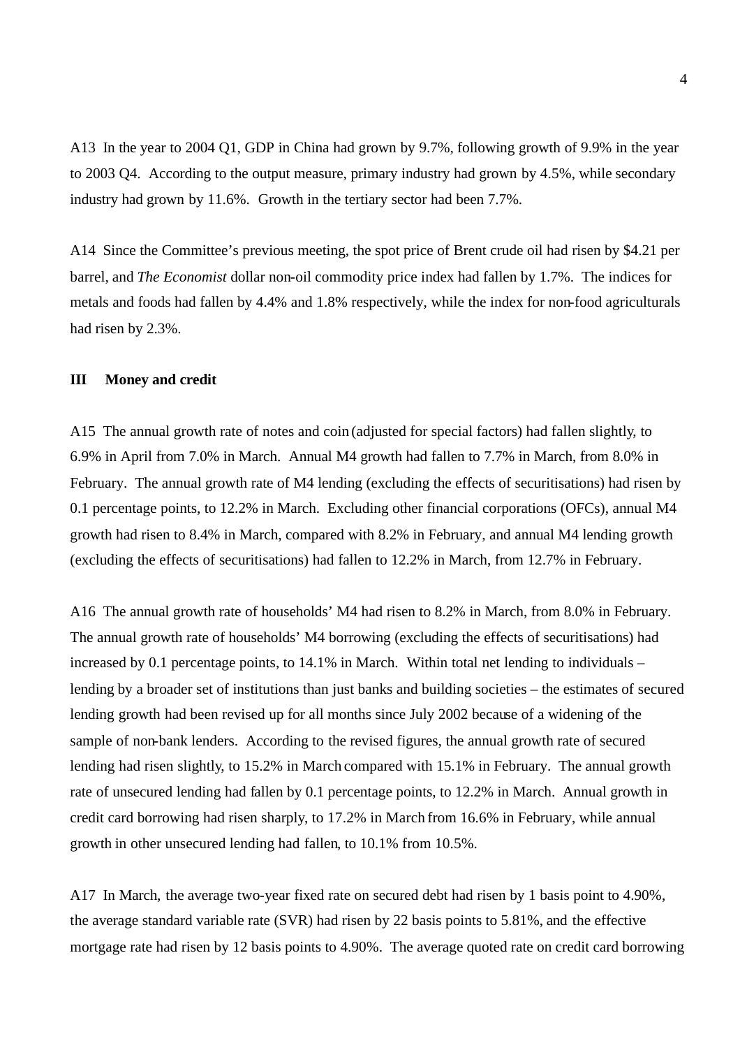A13  In the year to 2004 Q1, GDP in China had grown by 9.7%, following growth of 9.9% in the year to 2003 Q4.  According to the output measure, primary industry had grown by 4.5%, while secondary industry had grown by 11.6%.  Growth in the tertiary sector had been 7.7%.

A14  Since the Committee's previous meeting, the spot price of Brent crude oil had risen by $4.21 per barrel, and *The Economist* dollar non-oil commodity price index had fallen by 1.7%.  The indices for metals and foods had fallen by 4.4% and 1.8% respectively, while the index for non-food agriculturals had risen by 2.3%.

### III Money and credit

A15  The annual growth rate of notes and coin (adjusted for special factors) had fallen slightly, to 6.9% in April from 7.0% in March.  Annual M4 growth had fallen to 7.7% in March, from 8.0% in February.  The annual growth rate of M4 lending (excluding the effects of securitisations) had risen by 0.1 percentage points, to 12.2% in March.  Excluding other financial corporations (OFCs), annual M4 growth had risen to 8.4% in March, compared with 8.2% in February, and annual M4 lending growth (excluding the effects of securitisations) had fallen to 12.2% in March, from 12.7% in February.

A16  The annual growth rate of households' M4 had risen to 8.2% in March, from 8.0% in February. The annual growth rate of households' M4 borrowing (excluding the effects of securitisations) had increased by 0.1 percentage points, to 14.1% in March.  Within total net lending to individuals – lending by a broader set of institutions than just banks and building societies – the estimates of secured lending growth had been revised up for all months since July 2002 because of a widening of the sample of non-bank lenders.  According to the revised figures, the annual growth rate of secured lending had risen slightly, to 15.2% in March compared with 15.1% in February.  The annual growth rate of unsecured lending had fallen by 0.1 percentage points, to 12.2% in March.  Annual growth in credit card borrowing had risen sharply, to 17.2% in March from 16.6% in February, while annual growth in other unsecured lending had fallen, to 10.1% from 10.5%.

A17  In March, the average two-year fixed rate on secured debt had risen by 1 basis point to 4.90%, the average standard variable rate (SVR) had risen by 22 basis points to 5.81%, and the effective mortgage rate had risen by 12 basis points to 4.90%.  The average quoted rate on credit card borrowing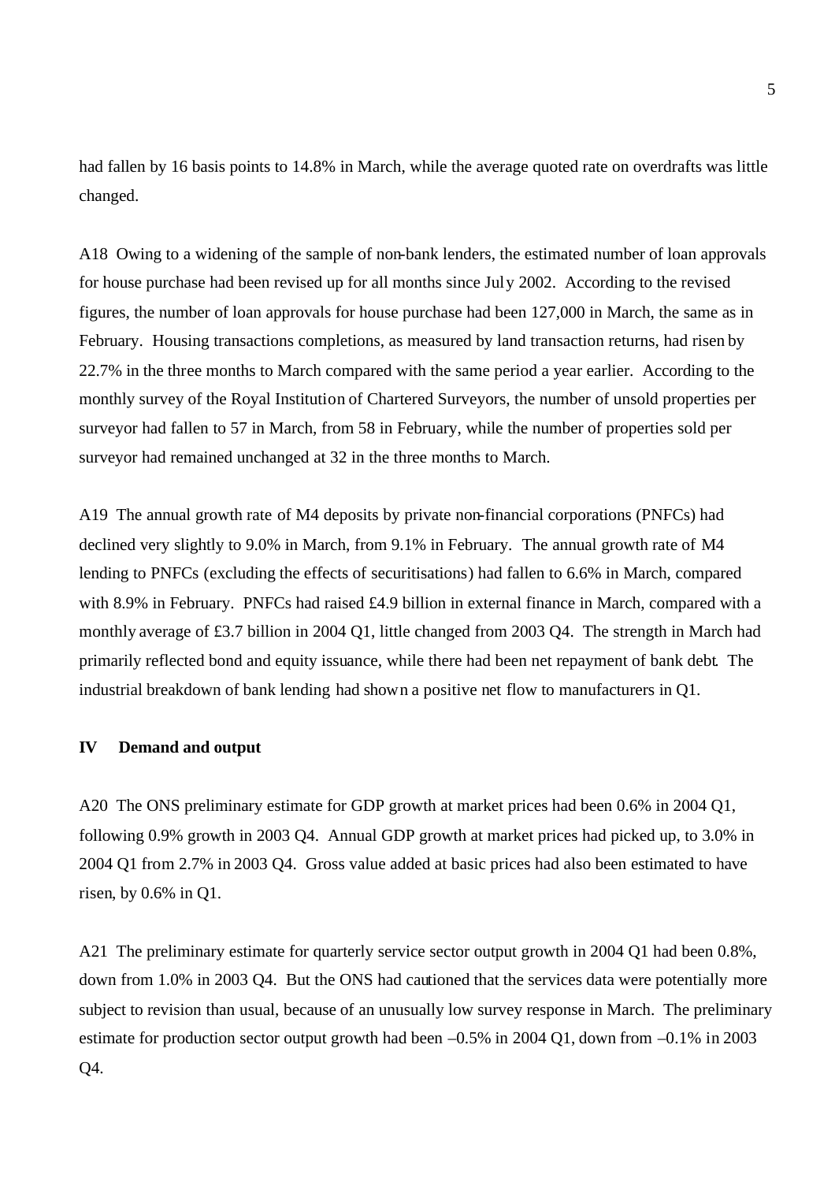had fallen by 16 basis points to 14.8% in March, while the average quoted rate on overdrafts was little changed.

A18 Owing to a widening of the sample of non-bank lenders, the estimated number of loan approvals for house purchase had been revised up for all months since July 2002. According to the revised figures, the number of loan approvals for house purchase had been 127,000 in March, the same as in February. Housing transactions completions, as measured by land transaction returns, had risen by 22.7% in the three months to March compared with the same period a year earlier. According to the monthly survey of the Royal Institution of Chartered Surveyors, the number of unsold properties per surveyor had fallen to 57 in March, from 58 in February, while the number of properties sold per surveyor had remained unchanged at 32 in the three months to March.

A19 The annual growth rate of M4 deposits by private non-financial corporations (PNFCs) had declined very slightly to 9.0% in March, from 9.1% in February. The annual growth rate of M4 lending to PNFCs (excluding the effects of securitisations) had fallen to 6.6% in March, compared with 8.9% in February. PNFCs had raised £4.9 billion in external finance in March, compared with a monthly average of £3.7 billion in 2004 Q1, little changed from 2003 Q4. The strength in March had primarily reflected bond and equity issuance, while there had been net repayment of bank debt. The industrial breakdown of bank lending had shown a positive net flow to manufacturers in Q1.

## IV Demand and output

A20 The ONS preliminary estimate for GDP growth at market prices had been 0.6% in 2004 Q1, following 0.9% growth in 2003 Q4. Annual GDP growth at market prices had picked up, to 3.0% in 2004 Q1 from 2.7% in 2003 Q4. Gross value added at basic prices had also been estimated to have risen, by 0.6% in Q1.

A21 The preliminary estimate for quarterly service sector output growth in 2004 Q1 had been 0.8%, down from 1.0% in 2003 Q4. But the ONS had cautioned that the services data were potentially more subject to revision than usual, because of an unusually low survey response in March. The preliminary estimate for production sector output growth had been –0.5% in 2004 Q1, down from –0.1% in 2003 Q4.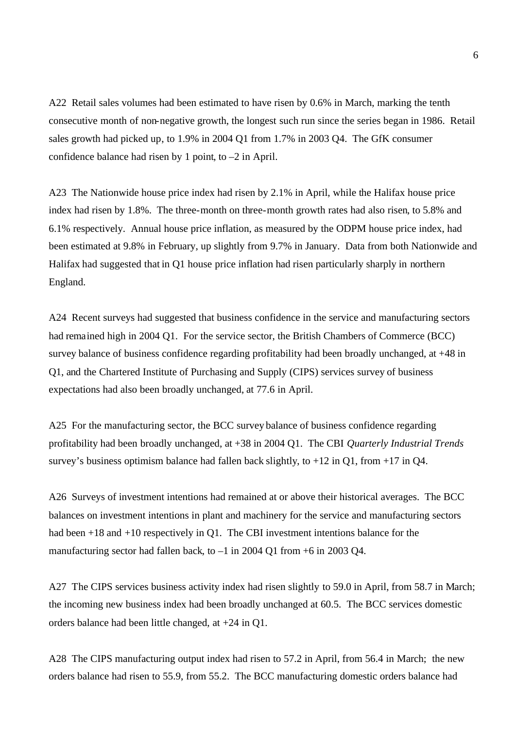A22 Retail sales volumes had been estimated to have risen by 0.6% in March, marking the tenth consecutive month of non-negative growth, the longest such run since the series began in 1986. Retail sales growth had picked up, to 1.9% in 2004 Q1 from 1.7% in 2003 Q4. The GfK consumer confidence balance had risen by 1 point, to –2 in April.

A23 The Nationwide house price index had risen by 2.1% in April, while the Halifax house price index had risen by 1.8%. The three-month on three-month growth rates had also risen, to 5.8% and 6.1% respectively. Annual house price inflation, as measured by the ODPM house price index, had been estimated at 9.8% in February, up slightly from 9.7% in January. Data from both Nationwide and Halifax had suggested that in Q1 house price inflation had risen particularly sharply in northern England.

A24 Recent surveys had suggested that business confidence in the service and manufacturing sectors had remained high in 2004 Q1. For the service sector, the British Chambers of Commerce (BCC) survey balance of business confidence regarding profitability had been broadly unchanged, at +48 in Q1, and the Chartered Institute of Purchasing and Supply (CIPS) services survey of business expectations had also been broadly unchanged, at 77.6 in April.

A25 For the manufacturing sector, the BCC survey balance of business confidence regarding profitability had been broadly unchanged, at +38 in 2004 Q1. The CBI *Quarterly Industrial Trends* survey's business optimism balance had fallen back slightly, to +12 in Q1, from +17 in Q4.

A26 Surveys of investment intentions had remained at or above their historical averages. The BCC balances on investment intentions in plant and machinery for the service and manufacturing sectors had been +18 and +10 respectively in Q1. The CBI investment intentions balance for the manufacturing sector had fallen back, to –1 in 2004 Q1 from +6 in 2003 Q4.

A27 The CIPS services business activity index had risen slightly to 59.0 in April, from 58.7 in March; the incoming new business index had been broadly unchanged at 60.5. The BCC services domestic orders balance had been little changed, at +24 in Q1.

A28 The CIPS manufacturing output index had risen to 57.2 in April, from 56.4 in March; the new orders balance had risen to 55.9, from 55.2. The BCC manufacturing domestic orders balance had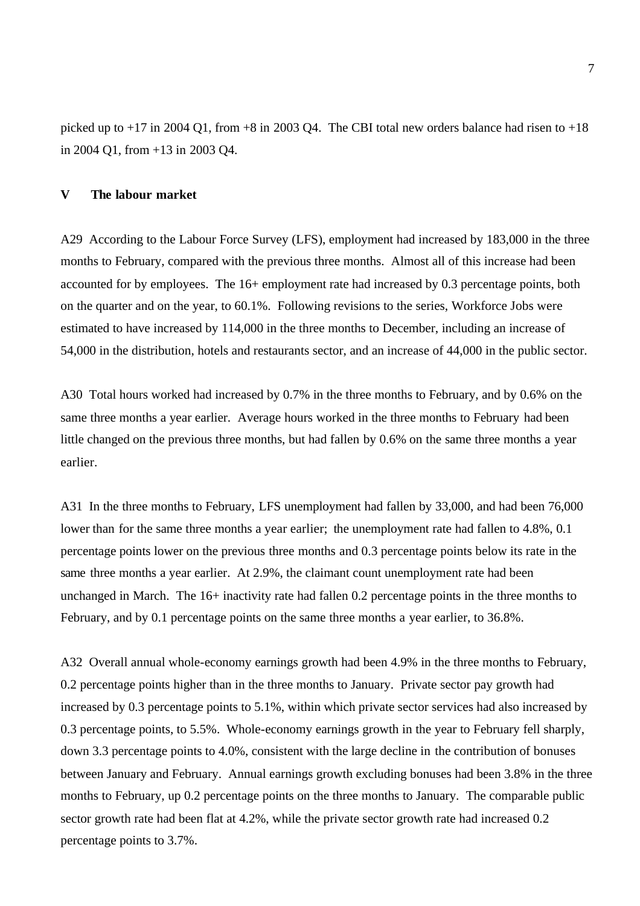picked up to +17 in 2004 Q1, from +8 in 2003 Q4. The CBI total new orders balance had risen to +18 in 2004 Q1, from +13 in 2003 Q4.

## V The labour market

A29 According to the Labour Force Survey (LFS), employment had increased by 183,000 in the three months to February, compared with the previous three months. Almost all of this increase had been accounted for by employees. The 16+ employment rate had increased by 0.3 percentage points, both on the quarter and on the year, to 60.1%. Following revisions to the series, Workforce Jobs were estimated to have increased by 114,000 in the three months to December, including an increase of 54,000 in the distribution, hotels and restaurants sector, and an increase of 44,000 in the public sector.

A30 Total hours worked had increased by 0.7% in the three months to February, and by 0.6% on the same three months a year earlier. Average hours worked in the three months to February had been little changed on the previous three months, but had fallen by 0.6% on the same three months a year earlier.

A31 In the three months to February, LFS unemployment had fallen by 33,000, and had been 76,000 lower than for the same three months a year earlier; the unemployment rate had fallen to 4.8%, 0.1 percentage points lower on the previous three months and 0.3 percentage points below its rate in the same three months a year earlier. At 2.9%, the claimant count unemployment rate had been unchanged in March. The 16+ inactivity rate had fallen 0.2 percentage points in the three months to February, and by 0.1 percentage points on the same three months a year earlier, to 36.8%.

A32 Overall annual whole-economy earnings growth had been 4.9% in the three months to February, 0.2 percentage points higher than in the three months to January. Private sector pay growth had increased by 0.3 percentage points to 5.1%, within which private sector services had also increased by 0.3 percentage points, to 5.5%. Whole-economy earnings growth in the year to February fell sharply, down 3.3 percentage points to 4.0%, consistent with the large decline in the contribution of bonuses between January and February. Annual earnings growth excluding bonuses had been 3.8% in the three months to February, up 0.2 percentage points on the three months to January. The comparable public sector growth rate had been flat at 4.2%, while the private sector growth rate had increased 0.2 percentage points to 3.7%.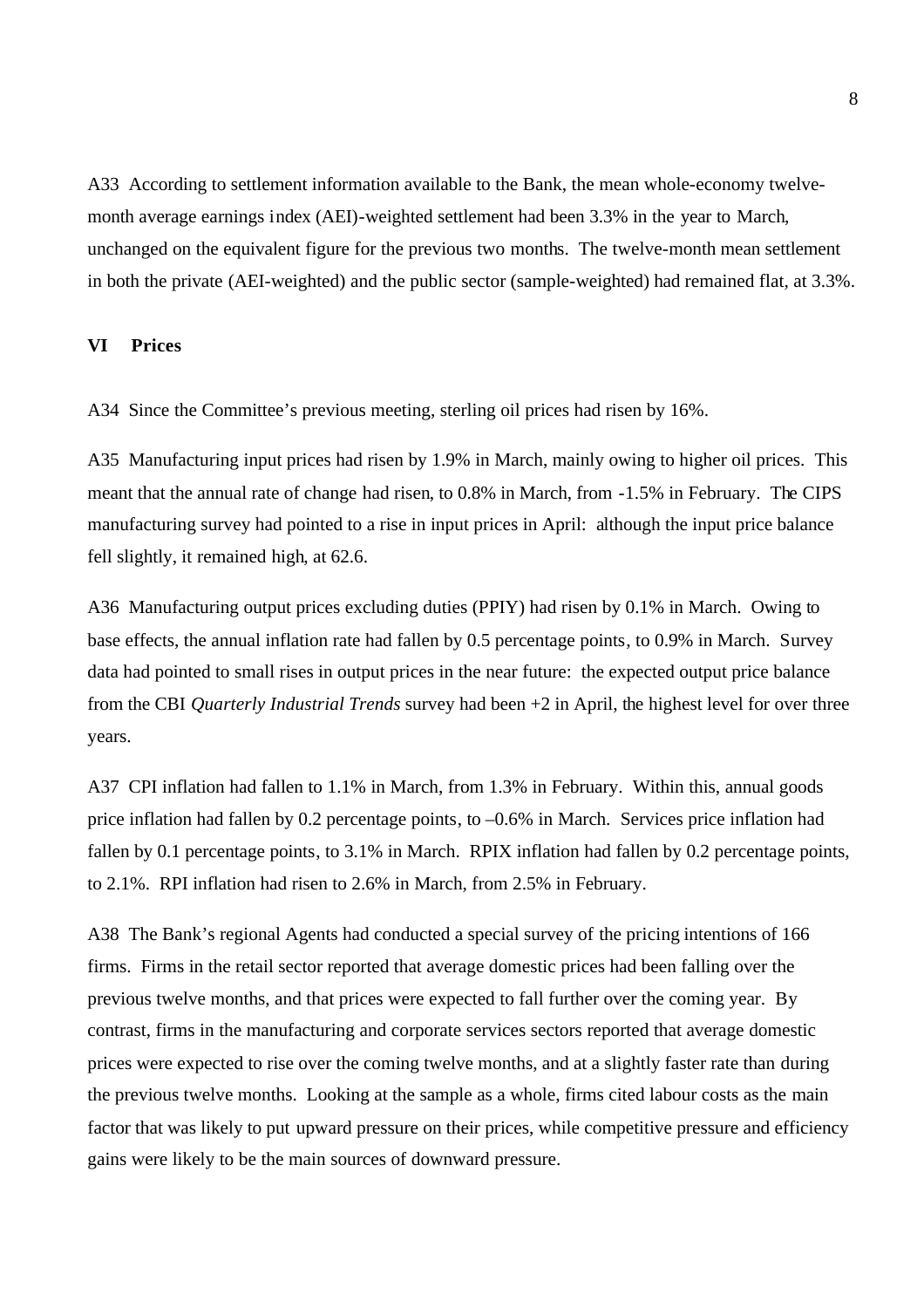A33 According to settlement information available to the Bank, the mean whole-economy twelve-month average earnings index (AEI)-weighted settlement had been 3.3% in the year to March, unchanged on the equivalent figure for the previous two months. The twelve-month mean settlement in both the private (AEI-weighted) and the public sector (sample-weighted) had remained flat, at 3.3%.

## VI Prices

A34 Since the Committee's previous meeting, sterling oil prices had risen by 16%.

A35 Manufacturing input prices had risen by 1.9% in March, mainly owing to higher oil prices. This meant that the annual rate of change had risen, to 0.8% in March, from -1.5% in February. The CIPS manufacturing survey had pointed to a rise in input prices in April: although the input price balance fell slightly, it remained high, at 62.6.

A36 Manufacturing output prices excluding duties (PPIY) had risen by 0.1% in March. Owing to base effects, the annual inflation rate had fallen by 0.5 percentage points, to 0.9% in March. Survey data had pointed to small rises in output prices in the near future: the expected output price balance from the CBI *Quarterly Industrial Trends* survey had been +2 in April, the highest level for over three years.

A37 CPI inflation had fallen to 1.1% in March, from 1.3% in February. Within this, annual goods price inflation had fallen by 0.2 percentage points, to –0.6% in March. Services price inflation had fallen by 0.1 percentage points, to 3.1% in March. RPIX inflation had fallen by 0.2 percentage points, to 2.1%. RPI inflation had risen to 2.6% in March, from 2.5% in February.

A38 The Bank's regional Agents had conducted a special survey of the pricing intentions of 166 firms. Firms in the retail sector reported that average domestic prices had been falling over the previous twelve months, and that prices were expected to fall further over the coming year. By contrast, firms in the manufacturing and corporate services sectors reported that average domestic prices were expected to rise over the coming twelve months, and at a slightly faster rate than during the previous twelve months. Looking at the sample as a whole, firms cited labour costs as the main factor that was likely to put upward pressure on their prices, while competitive pressure and efficiency gains were likely to be the main sources of downward pressure.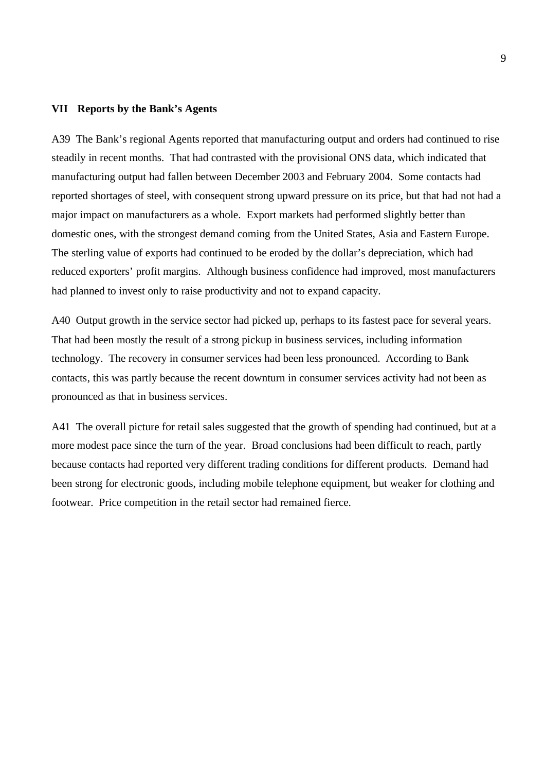## VII Reports by the Bank's Agents

A39 The Bank's regional Agents reported that manufacturing output and orders had continued to rise steadily in recent months. That had contrasted with the provisional ONS data, which indicated that manufacturing output had fallen between December 2003 and February 2004. Some contacts had reported shortages of steel, with consequent strong upward pressure on its price, but that had not had a major impact on manufacturers as a whole. Export markets had performed slightly better than domestic ones, with the strongest demand coming from the United States, Asia and Eastern Europe. The sterling value of exports had continued to be eroded by the dollar's depreciation, which had reduced exporters' profit margins. Although business confidence had improved, most manufacturers had planned to invest only to raise productivity and not to expand capacity.

A40 Output growth in the service sector had picked up, perhaps to its fastest pace for several years. That had been mostly the result of a strong pickup in business services, including information technology. The recovery in consumer services had been less pronounced. According to Bank contacts, this was partly because the recent downturn in consumer services activity had not been as pronounced as that in business services.

A41 The overall picture for retail sales suggested that the growth of spending had continued, but at a more modest pace since the turn of the year. Broad conclusions had been difficult to reach, partly because contacts had reported very different trading conditions for different products. Demand had been strong for electronic goods, including mobile telephone equipment, but weaker for clothing and footwear. Price competition in the retail sector had remained fierce.